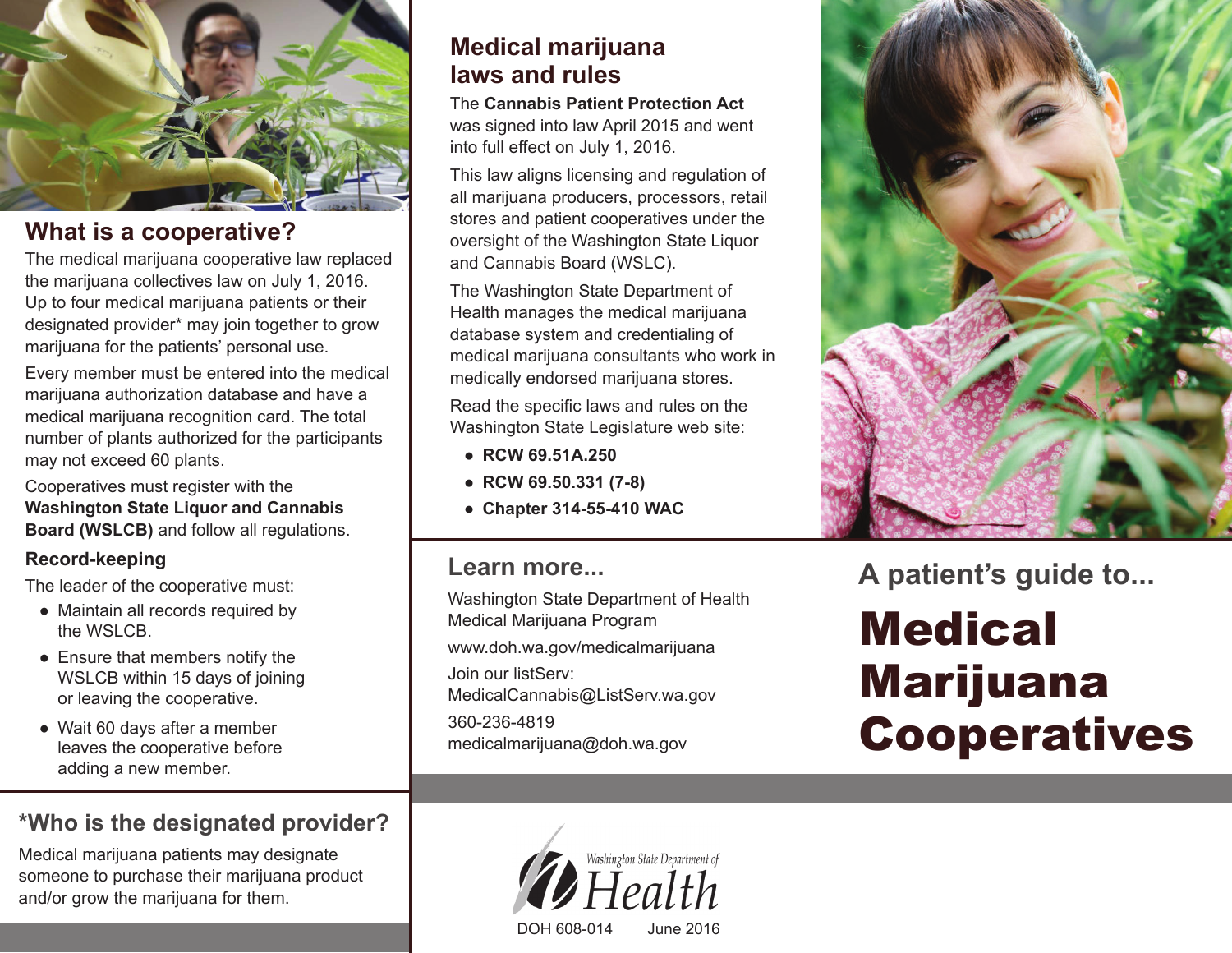# A patient's guide to...

# Medical Marijuana Cooperatives

## What is a cooperative?

The medical marijuana cooperative law replaced the marijuana collectives law on July 1, 2016. Up to four medical marijuana patients or their designated provider* may join together to grow marijuana for the patients' personal use.

Every member must be entered into the medical marijuana authorization database and have a medical marijuana recognition card. The total number of plants authorized for the participants may not exceed 60 plants.

Cooperatives must register with the **Washington State Liquor and Cannabis Board (WSLCB)** and follow all regulations.

### Record-keeping

The leader of the cooperative must:

- Maintain all records required by the WSLCB.
- Ensure that members notify the WSLCB within 15 days of joining or leaving the cooperative.
- Wait 60 days after a member leaves the cooperative before adding a new member.

## *Who is the designated provider?

Medical marijuana patients may designate someone to purchase their marijuana product and/or grow the marijuana for them.

## Medical marijuana laws and rules

The **Cannabis Patient Protection Act** was signed into law April 2015 and went into full effect on July 1, 2016.

This law aligns licensing and regulation of all marijuana producers, processors, retail stores and patient cooperatives under the oversight of the Washington State Liquor and Cannabis Board (WSLC).

The Washington State Department of Health manages the medical marijuana database system and credentialing of medical marijuana consultants who work in medically endorsed marijuana stores.

Read the specific laws and rules on the Washington State Legislature web site:

- **RCW 69.51A.250**
- **RCW 69.50.331 (7-8)**
- **Chapter 314-55-410 WAC**

## Learn more...

Washington State Department of Health Medical Marijuana Program

www.doh.wa.gov/medicalmarijuana

Join our listServ: MedicalCannabis@ListServ.wa.gov

360-236-4819

medicalmarijuana@doh.wa.gov

Washington State Department of Health

DOH 608-014 June 2016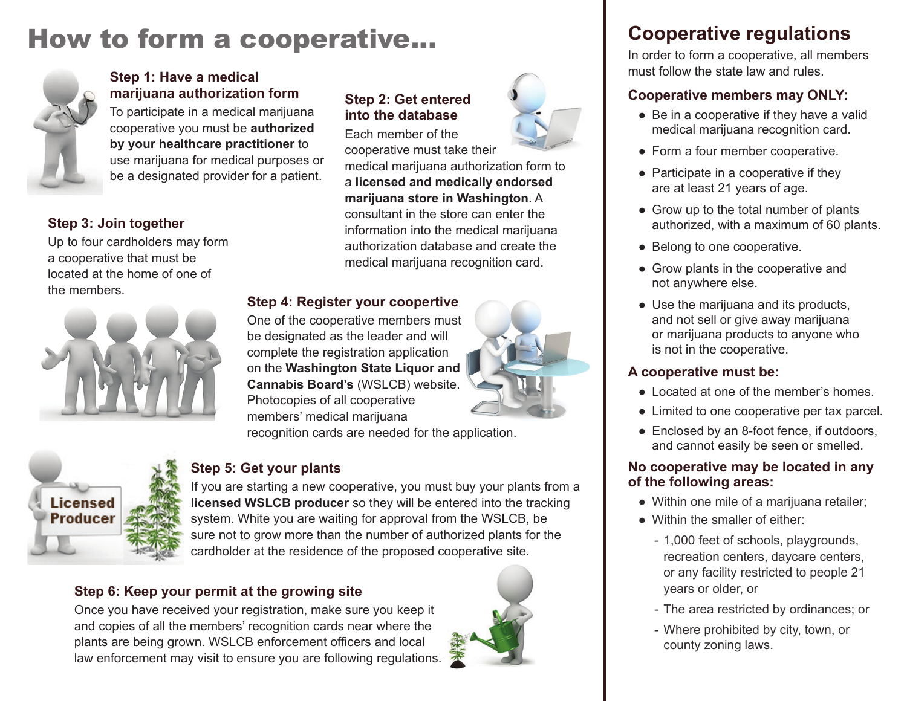# How to form a cooperative...

### Step 1: Have a medical marijuana authorization form

To participate in a medical marijuana cooperative you must be **authorized by your healthcare practitioner** to use marijuana for medical purposes or be a designated provider for a patient.

### Step 2: Get entered into the database

Each member of the cooperative must take their medical marijuana authorization form to a **licensed and medically endorsed marijuana store in Washington**. A consultant in the store can enter the information into the medical marijuana authorization database and create the medical marijuana recognition card.

### Step 3: Join together

Up to four cardholders may form a cooperative that must be located at the home of one of the members.

### Step 4: Register your coopertive

One of the cooperative members must be designated as the leader and will complete the registration application on the **Washington State Liquor and Cannabis Board's** (WSLCB) website. Photocopies of all cooperative members' medical marijuana recognition cards are needed for the application.

### Step 5: Get your plants

If you are starting a new cooperative, you must buy your plants from a **licensed WSLCB producer** so they will be entered into the tracking system. White you are waiting for approval from the WSLCB, be sure not to grow more than the number of authorized plants for the cardholder at the residence of the proposed cooperative site.

### Step 6: Keep your permit at the growing site

Once you have received your registration, make sure you keep it and copies of all the members' recognition cards near where the plants are being grown. WSLCB enforcement officers and local law enforcement may visit to ensure you are following regulations.

## Cooperative regulations

In order to form a cooperative, all members must follow the state law and rules.

### Cooperative members may ONLY:

- Be in a cooperative if they have a valid medical marijuana recognition card.
- Form a four member cooperative.
- Participate in a cooperative if they are at least 21 years of age.
- Grow up to the total number of plants authorized, with a maximum of 60 plants.
- Belong to one cooperative.
- Grow plants in the cooperative and not anywhere else.
- Use the marijuana and its products, and not sell or give away marijuana or marijuana products to anyone who is not in the cooperative.

### A cooperative must be:

- Located at one of the member's homes.
- Limited to one cooperative per tax parcel.
- Enclosed by an 8-foot fence, if outdoors, and cannot easily be seen or smelled.

### No cooperative may be located in any of the following areas:

- Within one mile of a marijuana retailer;
- Within the smaller of either:
  - 1,000 feet of schools, playgrounds, recreation centers, daycare centers, or any facility restricted to people 21 years or older, or
  - The area restricted by ordinances; or
  - Where prohibited by city, town, or county zoning laws.